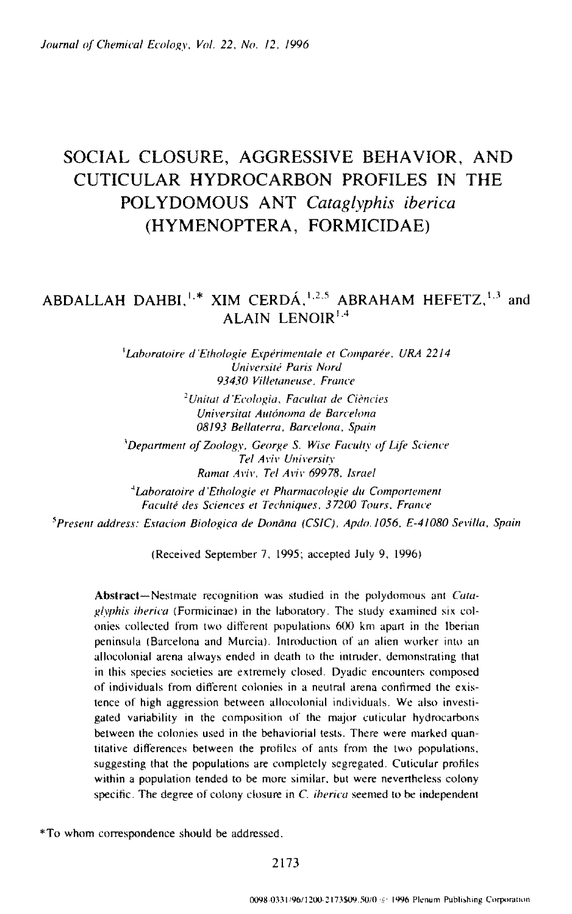# SOCIAL CLOSURE, AGGRESSIVE BEHAVIOR, AND CUTICULAR HYDROCARBON PROFILES IN THE POLYDOMOUS ANT *Cataglyphis iberica* (HYMENOPTERA, FORMICIDAE)

ABDALLAH DAHBI,[1,*] XIM CERDÁ,[1,2,5] ABRAHAM HEFETZ,[1,3] and ALAIN LENOIR[1,4]

[1]*Laboratoire d'Ethologie Expérimentale et Comparée, URA 2214*
*Université Paris Nord*
*93430 Villetaneuse, France*

[2]*Unitat d'Ecologia, Facultat de Ciències*
*Universitat Autónoma de Barcelona*
*08193 Bellaterra, Barcelona, Spain*

[3]*Department of Zoology, George S. Wise Faculty of Life Science*
*Tel Aviv University*
*Ramat Aviv, Tel Aviv 69978, Israel*

[4]*Laboratoire d'Ethologie et Pharmacologie du Comportement*
*Faculté des Sciences et Techniques, 37200 Tours, France*

[5]*Present address: Estacion Biologica de Donãna (CSIC), Apdo. 1056, E-41080 Sevilla, Spain*

(Received September 7, 1995; accepted July 9, 1996)

**Abstract**—Nestmate recognition was studied in the polydomous ant *Cataglyphis iberica* (Formicinae) in the laboratory. The study examined six colonies collected from two different populations 600 km apart in the Iberian peninsula (Barcelona and Murcia). Introduction of an alien worker into an allocolonial arena always ended in death to the intruder, demonstrating that in this species societies are extremely closed. Dyadic encounters composed of individuals from different colonies in a neutral arena confirmed the existence of high aggression between allocolonial individuals. We also investigated variability in the composition of the major cuticular hydrocarbons between the colonies used in the behaviorial tests. There were marked quantitative differences between the profiles of ants from the two populations, suggesting that the populations are completely segregated. Cuticular profiles within a population tended to be more similar, but were nevertheless colony specific. The degree of colony closure in *C. iberica* seemed to be independent

*To whom correspondence should be addressed.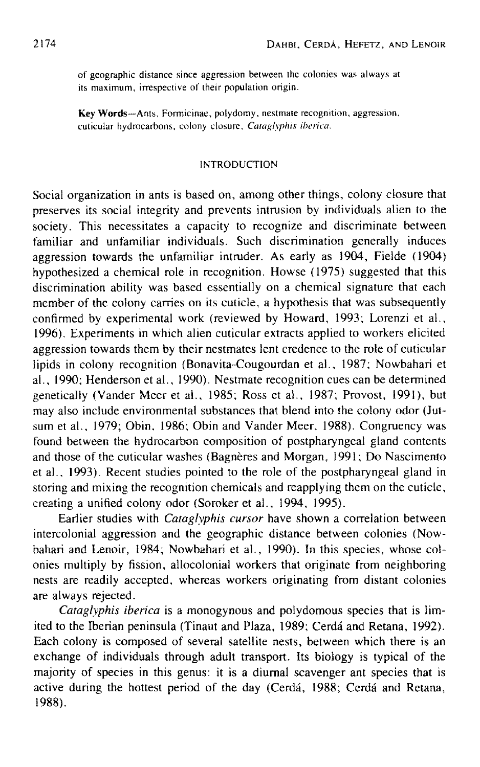of geographic distance since aggression between the colonies was always at its maximum, irrespective of their population origin.

**Key Words**—Ants, Formicinae, polydomy, nestmate recognition, aggression, cuticular hydrocarbons, colony closure, *Cataglyphis iberica*.

## INTRODUCTION

Social organization in ants is based on, among other things, colony closure that preserves its social integrity and prevents intrusion by individuals alien to the society. This necessitates a capacity to recognize and discriminate between familiar and unfamiliar individuals. Such discrimination generally induces aggression towards the unfamiliar intruder. As early as 1904, Fielde (1904) hypothesized a chemical role in recognition. Howse (1975) suggested that this discrimination ability was based essentially on a chemical signature that each member of the colony carries on its cuticle, a hypothesis that was subsequently confirmed by experimental work (reviewed by Howard, 1993; Lorenzi et al., 1996). Experiments in which alien cuticular extracts applied to workers elicited aggression towards them by their nestmates lent credence to the role of cuticular lipids in colony recognition (Bonavita-Cougourdan et al., 1987; Nowbahari et al., 1990; Henderson et al., 1990). Nestmate recognition cues can be determined genetically (Vander Meer et al., 1985; Ross et al., 1987; Provost, 1991), but may also include environmental substances that blend into the colony odor (Jutsum et al., 1979; Obin, 1986; Obin and Vander Meer, 1988). Congruency was found between the hydrocarbon composition of postpharyngeal gland contents and those of the cuticular washes (Bagnères and Morgan, 1991; Do Nascimento et al., 1993). Recent studies pointed to the role of the postpharyngeal gland in storing and mixing the recognition chemicals and reapplying them on the cuticle, creating a unified colony odor (Soroker et al., 1994, 1995).

Earlier studies with *Cataglyphis cursor* have shown a correlation between intercolonial aggression and the geographic distance between colonies (Nowbahari and Lenoir, 1984; Nowbahari et al., 1990). In this species, whose colonies multiply by fission, allocolonial workers that originate from neighboring nests are readily accepted, whereas workers originating from distant colonies are always rejected.

*Cataglyphis iberica* is a monogynous and polydomous species that is limited to the Iberian peninsula (Tinaut and Plaza, 1989; Cerdá and Retana, 1992). Each colony is composed of several satellite nests, between which there is an exchange of individuals through adult transport. Its biology is typical of the majority of species in this genus: it is a diurnal scavenger ant species that is active during the hottest period of the day (Cerdá, 1988; Cerdá and Retana, 1988).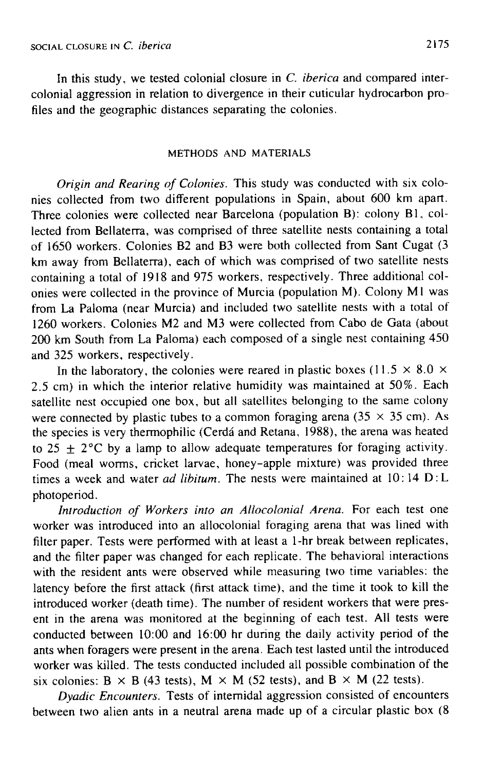In this study, we tested colonial closure in *C. iberica* and compared intercolonial aggression in relation to divergence in their cuticular hydrocarbon profiles and the geographic distances separating the colonies.

## METHODS AND MATERIALS

*Origin and Rearing of Colonies.* This study was conducted with six colonies collected from two different populations in Spain, about 600 km apart. Three colonies were collected near Barcelona (population B): colony B1, collected from Bellaterra, was comprised of three satellite nests containing a total of 1650 workers. Colonies B2 and B3 were both collected from Sant Cugat (3 km away from Bellaterra), each of which was comprised of two satellite nests containing a total of 1918 and 975 workers, respectively. Three additional colonies were collected in the province of Murcia (population M). Colony M1 was from La Paloma (near Murcia) and included two satellite nests with a total of 1260 workers. Colonies M2 and M3 were collected from Cabo de Gata (about 200 km South from La Paloma) each composed of a single nest containing 450 and 325 workers, respectively.

In the laboratory, the colonies were reared in plastic boxes ($11.5 \times 8.0 \times 2.5$ cm) in which the interior relative humidity was maintained at 50%. Each satellite nest occupied one box, but all satellites belonging to the same colony were connected by plastic tubes to a common foraging arena ($35 \times 35$ cm). As the species is very thermophilic (Cerdá and Retana, 1988), the arena was heated to $25 \pm 2$°C by a lamp to allow adequate temperatures for foraging activity. Food (meal worms, cricket larvae, honey–apple mixture) was provided three times a week and water *ad libitum*. The nests were maintained at 10:14 D:L photoperiod.

*Introduction of Workers into an Allocolonial Arena.* For each test one worker was introduced into an allocolonial foraging arena that was lined with filter paper. Tests were performed with at least a 1-hr break between replicates, and the filter paper was changed for each replicate. The behavioral interactions with the resident ants were observed while measuring two time variables: the latency before the first attack (first attack time), and the time it took to kill the introduced worker (death time). The number of resident workers that were present in the arena was monitored at the beginning of each test. All tests were conducted between 10:00 and 16:00 hr during the daily activity period of the ants when foragers were present in the arena. Each test lasted until the introduced worker was killed. The tests conducted included all possible combination of the six colonies: $B \times B$ (43 tests), $M \times M$ (52 tests), and $B \times M$ (22 tests).

*Dyadic Encounters.* Tests of internidal aggression consisted of encounters between two alien ants in a neutral arena made up of a circular plastic box (8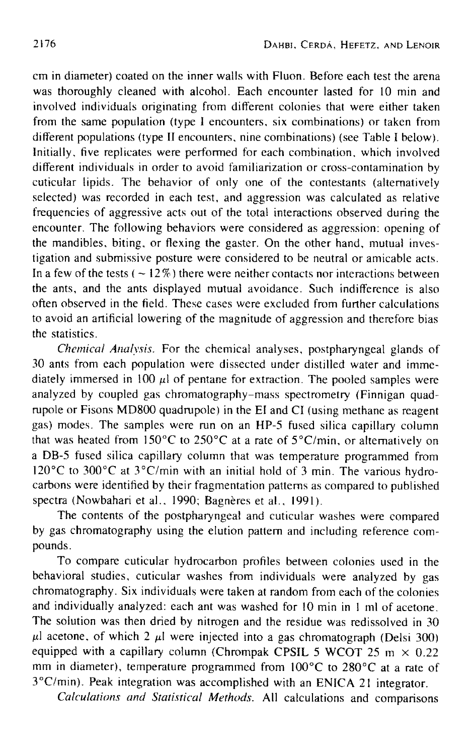cm in diameter) coated on the inner walls with Fluon. Before each test the arena was thoroughly cleaned with alcohol. Each encounter lasted for 10 min and involved individuals originating from different colonies that were either taken from the same population (type I encounters, six combinations) or taken from different populations (type II encounters, nine combinations) (see Table I below). Initially, five replicates were performed for each combination, which involved different individuals in order to avoid familiarization or cross-contamination by cuticular lipids. The behavior of only one of the contestants (alternatively selected) was recorded in each test, and aggression was calculated as relative frequencies of aggressive acts out of the total interactions observed during the encounter. The following behaviors were considered as aggression: opening of the mandibles, biting, or flexing the gaster. On the other hand, mutual investigation and submissive posture were considered to be neutral or amicable acts. In a few of the tests ($\sim 12\%$) there were neither contacts nor interactions between the ants, and the ants displayed mutual avoidance. Such indifference is also often observed in the field. These cases were excluded from further calculations to avoid an artificial lowering of the magnitude of aggression and therefore bias the statistics.

*Chemical Analysis.* For the chemical analyses, postpharyngeal glands of 30 ants from each population were dissected under distilled water and immediately immersed in 100 $\mu$l of pentane for extraction. The pooled samples were analyzed by coupled gas chromatography–mass spectrometry (Finnigan quadrupole or Fisons MD800 quadrupole) in the EI and CI (using methane as reagent gas) modes. The samples were run on an HP-5 fused silica capillary column that was heated from 150°C to 250°C at a rate of 5°C/min, or alternatively on a DB-5 fused silica capillary column that was temperature programmed from 120°C to 300°C at 3°C/min with an initial hold of 3 min. The various hydrocarbons were identified by their fragmentation patterns as compared to published spectra (Nowbahari et al., 1990; Bagnères et al., 1991).

The contents of the postpharyngeal and cuticular washes were compared by gas chromatography using the elution pattern and including reference compounds.

To compare cuticular hydrocarbon profiles between colonies used in the behavioral studies, cuticular washes from individuals were analyzed by gas chromatography. Six individuals were taken at random from each of the colonies and individually analyzed: each ant was washed for 10 min in 1 ml of acetone. The solution was then dried by nitrogen and the residue was redissolved in 30 $\mu$l acetone, of which 2 $\mu$l were injected into a gas chromatograph (Delsi 300) equipped with a capillary column (Chrompak CPSIL 5 WCOT 25 m $\times$ 0.22 mm in diameter), temperature programmed from 100°C to 280°C at a rate of 3°C/min). Peak integration was accomplished with an ENICA 21 integrator.

*Calculations and Statistical Methods.* All calculations and comparisons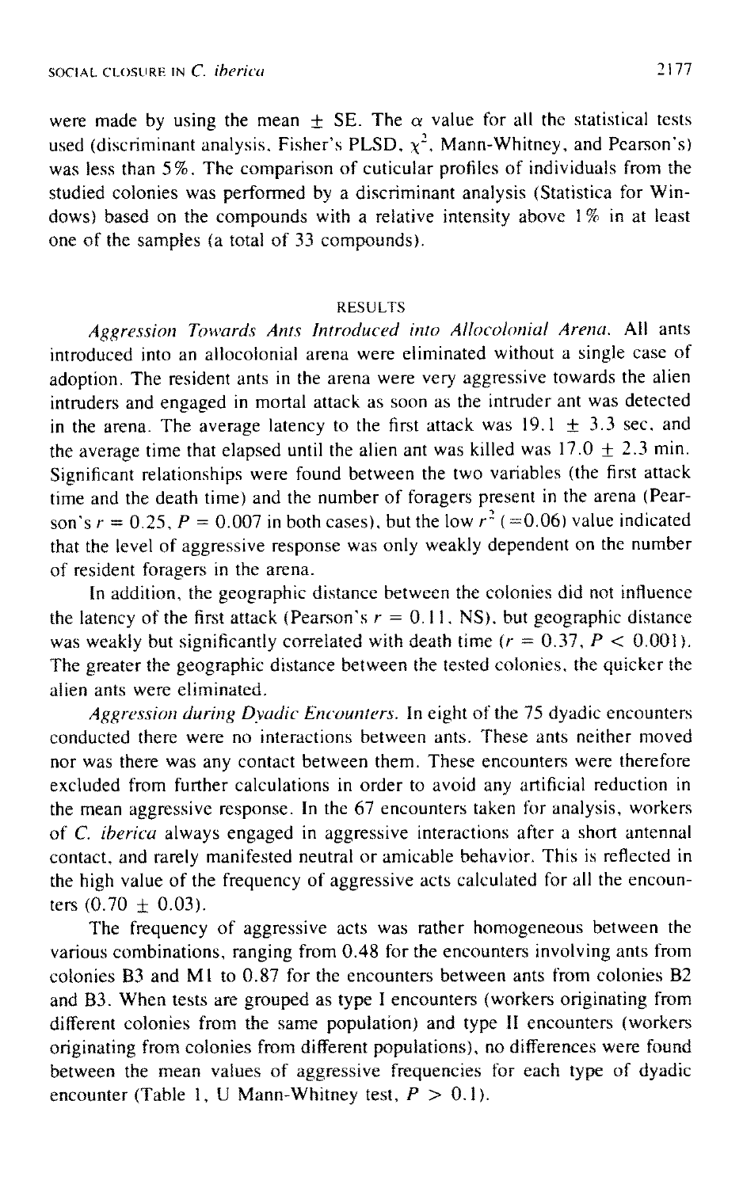were made by using the mean ± SE. The $\alpha$ value for all the statistical tests used (discriminant analysis, Fisher's PLSD, $\chi^2$, Mann-Whitney, and Pearson's) was less than 5%. The comparison of cuticular profiles of individuals from the studied colonies was performed by a discriminant analysis (Statistica for Windows) based on the compounds with a relative intensity above 1% in at least one of the samples (a total of 33 compounds).

## RESULTS

*Aggression Towards Ants Introduced into Allocolonial Arena.* All ants introduced into an allocolonial arena were eliminated without a single case of adoption. The resident ants in the arena were very aggressive towards the alien intruders and engaged in mortal attack as soon as the intruder ant was detected in the arena. The average latency to the first attack was 19.1 ± 3.3 sec, and the average time that elapsed until the alien ant was killed was 17.0 ± 2.3 min. Significant relationships were found between the two variables (the first attack time and the death time) and the number of foragers present in the arena (Pearson's $r = 0.25$, $P = 0.007$ in both cases), but the low $r^2$ (=0.06) value indicated that the level of aggressive response was only weakly dependent on the number of resident foragers in the arena.

In addition, the geographic distance between the colonies did not influence the latency of the first attack (Pearson's $r = 0.11$, NS), but geographic distance was weakly but significantly correlated with death time ($r = 0.37$, $P < 0.001$). The greater the geographic distance between the tested colonies, the quicker the alien ants were eliminated.

*Aggression during Dyadic Encounters.* In eight of the 75 dyadic encounters conducted there were no interactions between ants. These ants neither moved nor was there was any contact between them. These encounters were therefore excluded from further calculations in order to avoid any artificial reduction in the mean aggressive response. In the 67 encounters taken for analysis, workers of *C. iberica* always engaged in aggressive interactions after a short antennal contact, and rarely manifested neutral or amicable behavior. This is reflected in the high value of the frequency of aggressive acts calculated for all the encounters (0.70 ± 0.03).

The frequency of aggressive acts was rather homogeneous between the various combinations, ranging from 0.48 for the encounters involving ants from colonies B3 and M1 to 0.87 for the encounters between ants from colonies B2 and B3. When tests are grouped as type I encounters (workers originating from different colonies from the same population) and type II encounters (workers originating from colonies from different populations), no differences were found between the mean values of aggressive frequencies for each type of dyadic encounter (Table 1, U Mann-Whitney test, $P > 0.1$).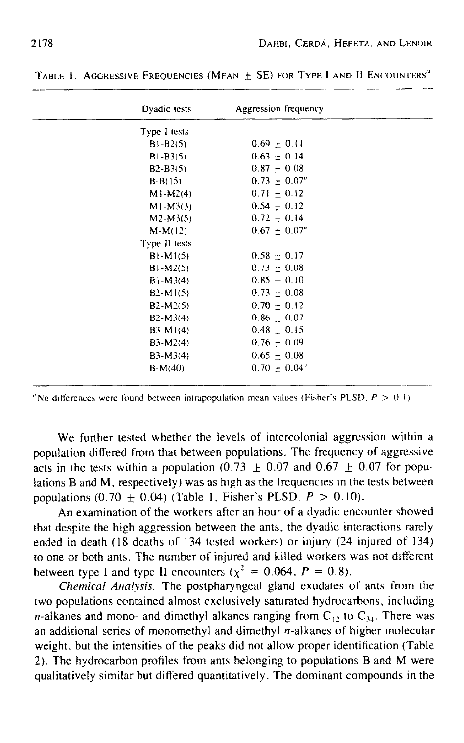Table 1. Aggressive Frequencies (Mean ± SE) for Type I and II Encounters[a]

| Dyadic tests | Aggression frequency |
|---|---|
| Type I tests | |
| B1-B2(5) | 0.69 ± 0.11 |
| B1-B3(5) | 0.63 ± 0.14 |
| B2-B3(5) | 0.87 ± 0.08 |
| B-B(15) | 0.73 ± 0.07[a] |
| M1-M2(4) | 0.71 ± 0.12 |
| M1-M3(3) | 0.54 ± 0.12 |
| M2-M3(5) | 0.72 ± 0.14 |
| M-M(12) | 0.67 ± 0.07[a] |
| Type II tests | |
| B1-M1(5) | 0.58 ± 0.17 |
| B1-M2(5) | 0.73 ± 0.08 |
| B1-M3(4) | 0.85 ± 0.10 |
| B2-M1(5) | 0.73 ± 0.08 |
| B2-M2(5) | 0.70 ± 0.12 |
| B2-M3(4) | 0.86 ± 0.07 |
| B3-M1(4) | 0.48 ± 0.15 |
| B3-M2(4) | 0.76 ± 0.09 |
| B3-M3(4) | 0.65 ± 0.08 |
| B-M(40) | 0.70 ± 0.04[a] |

[a] No differences were found between intrapopulation mean values (Fisher's PLSD, $P > 0.1$).

We further tested whether the levels of intercolonial aggression within a population differed from that between populations. The frequency of aggressive acts in the tests within a population (0.73 ± 0.07 and 0.67 ± 0.07 for populations B and M, respectively) was as high as the frequencies in the tests between populations (0.70 ± 0.04) (Table 1, Fisher's PLSD, $P > 0.10$).

An examination of the workers after an hour of a dyadic encounter showed that despite the high aggression between the ants, the dyadic interactions rarely ended in death (18 deaths of 134 tested workers) or injury (24 injured of 134) to one or both ants. The number of injured and killed workers was not different between type I and type II encounters ($\chi^2 = 0.064$, $P = 0.8$).

*Chemical Analysis.* The postpharyngeal gland exudates of ants from the two populations contained almost exclusively saturated hydrocarbons, including *n*-alkanes and mono- and dimethyl alkanes ranging from $C_{12}$ to $C_{34}$. There was an additional series of monomethyl and dimethyl *n*-alkanes of higher molecular weight, but the intensities of the peaks did not allow proper identification (Table 2). The hydrocarbon profiles from ants belonging to populations B and M were qualitatively similar but differed quantitatively. The dominant compounds in the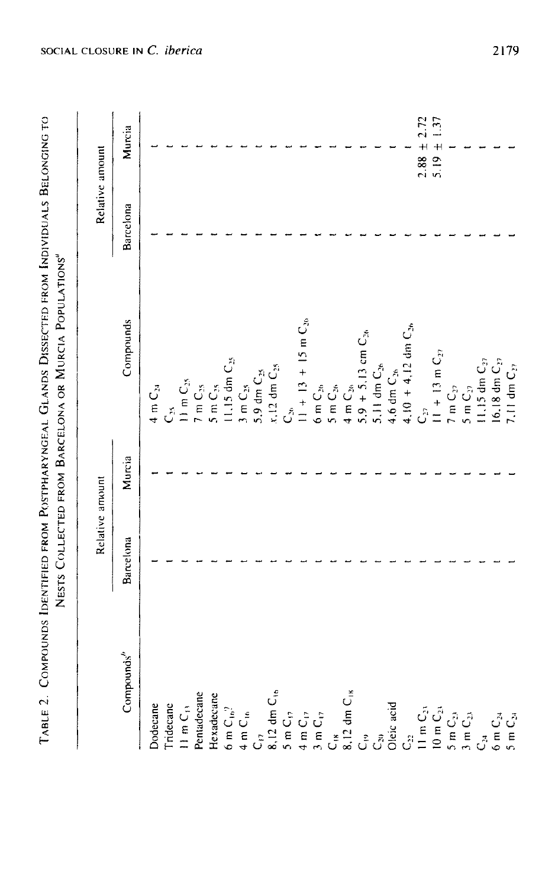TABLE 2. COMPOUNDS IDENTIFIED FROM POSTPHARYNGEAL GLANDS DISSECTED FROM INDIVIDUALS BELONGING TO NESTS COLLECTED FROM BARCELONA OR MURCIA POPULATIONS[a]

| Compounds[b] | Relative amount | | Compounds | Relative amount | |
|---|---|---|---|---|---|
| | Barcelona | Murcia | | Barcelona | Murcia |
| Dodecane | t | t | 4 m $C_{24}$ | t | t |
| Tridecane | t | t | $C_{25}$ | t | t |
| 11 m $C_{13}$ | t | t | 11 m $C_{25}$ | t | t |
| Pentadecane | t | t | 7 m $C_{25}$ | t | t |
| Hexadecane | t | t | 5 m $C_{25}$ | t | t |
| 6 m $C_{16}$? | t | t | 11,15 dm $C_{25}$ | t | t |
| 4 m $C_{16}$ | t | t | 3 m $C_{25}$ | t | t |
| $C_{17}$ | t | t | 5,9 dm $C_{25}$ | t | t |
| 8,12 dm $C_{16}$ | t | t | x,12 dm $C_{25}$ | t | t |
| 5 m $C_{17}$ | t | t | $C_{26}$ | t | t |
| 4 m $C_{17}$ | t | t | 11 + 13 + 15 m $C_{26}$ | t | t |
| 3 m $C_{17}$ | t | t | 6 m $C_{26}$ | t | t |
| $C_{18}$ | t | t | 5 m $C_{26}$ | t | t |
| 8,12 dm $C_{18}$ | t | t | 4 m $C_{26}$ | t | t |
| $C_{19}$ | t | t | 5,9 + 5,13 cm $C_{26}$ | t | t |
| $C_{20}$ | t | t | 5,11 dm $C_{26}$ | t | t |
| Oleic acid | t | t | 4,6 dm $C_{26}$ | t | t |
| $C_{22}$ | t | t | 4,10 + 4,12 dm $C_{26}$ | t | t |
| 11 m $C_{23}$ | t | t | $C_{27}$ | t | 2.88 ± 2.72 |
| 10 m $C_{23}$ | t | t | 11 + 13 m $C_{27}$ | t | 5.19 ± 1.37 |
| 5 m $C_{23}$ | t | t | 7 m $C_{27}$ | t | t |
| 3 m $C_{23}$ | t | t | 5 m $C_{27}$ | t | t |
| $C_{24}$ | t | t | 11,15 dm $C_{27}$ | t | t |
| 6 m $C_{24}$ | t | t | 16,18 dm $C_{27}$ | t | t |
| 5 m $C_{24}$ | t | t | 7,11 dm $C_{27}$ | t | t |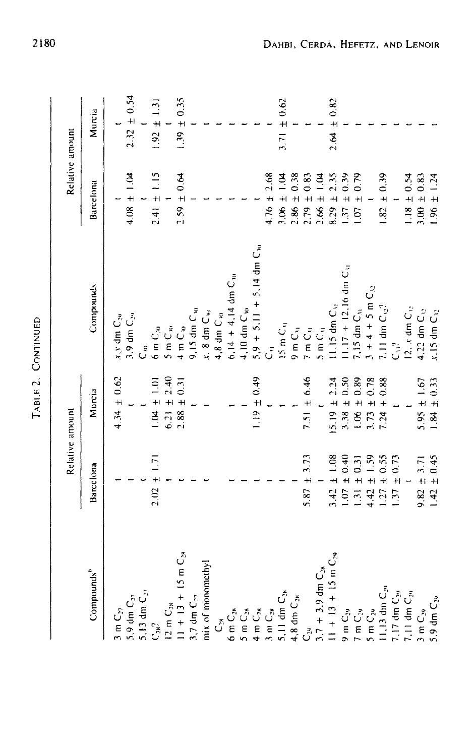TABLE 2. CONTINUED

| Compounds[b] | Relative amount | | Compounds | Relative amount | |
|---|---|---|---|---|---|
| | Barcelona | Murcia | | Barcelona | Murcia |
| 3 m $C_{27}$ | t | 4.34 ± 0.62 | x,y dm $C_{29}$ | t | t |
| 5,9 dm $C_{27}$ | t | t | 3,9 dm $C_{29}$ | 4.08 ± 1.04 | 2.32 ± 0.54 |
| 5,13 dm $C_{27}$ | t | t | $C_{30}$ | t | t |
| $C_{28}$? | 2.02 ± 1.71 | 1.04 ± 1.01 | 6 m $C_{30}$ | 2.41 ± 1.15 | 1.92 ± 1.31 |
| 12 m $C_{28}$ | t | 6.21 ± 2.40 | 5 m $C_{30}$ | t | t |
| 11 + 13 + 15 m $C_{28}$ | t | 2.88 ± 0.31 | 4 m $C_{30}$ | 2.59 ± 0.64 | 1.39 ± 0.35 |
| 3,7 dm $C_{27}$ | t | t | 9,15 dm $C_{30}$ | t | t |
| mix of monomethyl | t | t | x, 8 dm $C_{30}$ | t | t |
| $C_{28}$ | | | 4,8 dm $C_{30}$ | t | t |
| 6 m $C_{28}$ | t | t | 6,14 + 4,14 dm $C_{30}$ | t | t |
| 5 m $C_{28}$ | t | t | 4,10 dm $C_{30}$ | t | t |
| 4 m $C_{28}$ | t | 1.19 ± 0.49 | 5,9 + 5,11 + 5,14 dm $C_{30}$ | t | t |
| 3 m $C_{28}$ | t | t | $C_{31}$ | 4.76 ± 2.68 | t |
| 5,11 dm $C_{28}$ | t | t | 15 m $C_{31}$ | 3.06 ± 1.04 | 3.71 ± 0.62 |
| 4,8 dm $C_{28}$ | t | t | 9 m $C_{31}$ | 2.86 ± 0.38 | t |
| $C_{29}$ | 5.87 ± 3.73 | 7.51 ± 6.46 | 7 m $C_{31}$ | 2.79 ± 0.83 | t |
| 3,7 + 3,9 dm $C_{28}$ | t | t | 5 m $C_{31}$ | 2.66 ± 1.04 | t |
| 11 + 13 + 15 m $C_{29}$ | 3.42 ± 1.08 | 15.19 ± 2.24 | 11,15 dm $C_{31}$ | 8.29 ± 2.35 | 2.64 ± 0.82 |
| 9 m $C_{29}$ | 1.07 ± 0.40 | 3.38 ± 0.50 | 11,17 + 12,16 dm $C_{31}$ | 1.37 ± 0.39 | t |
| 7 m $C_{29}$ | 1.31 ± 0.31 | 1.06 ± 0.89 | 7,15 dm $C_{31}$ | 1.07 ± 0.79 | t |
| 5 m $C_{29}$ | 4.42 ± 1.59 | 3.73 ± 0.78 | 3 + 4 + 5 m $C_{32}$ | t | t |
| 11,13 dm $C_{29}$ | 1.27 ± 0.55 | 7.24 ± 0.88 | 7,11 dm $C_{32}$? | 1.82 ± 0.39 | t |
| 7,17 dm $C_{29}$ | 1.37 ± 0.73 | t | $C_{33}$? | t | t |
| 7,11 dm $C_{29}$ | t | t | 12, x dm $C_{32}$ | 1.18 ± 0.54 | t |
| 3 m $C_{29}$ | 9.82 ± 3.71 | 5.95 ± 1.67 | 4,22 dm $C_{32}$ | 3.00 ± 0.83 | t |
| 5,9 dm $C_{29}$ | 1.42 ± 0.45 | 1.84 ± 0.33 | x,15 dm $C_{32}$ | 1.96 ± 1.24 | t |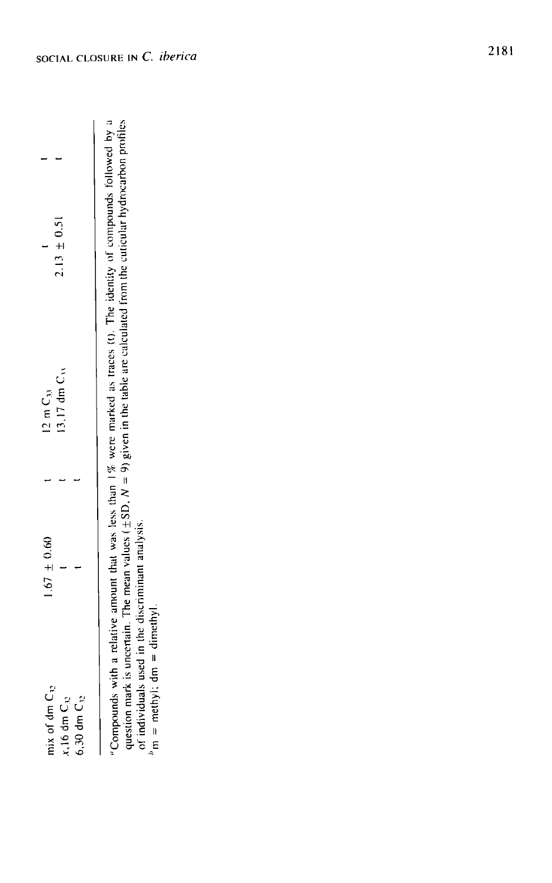| | | | | |
|---|---|---|---|---|
| mix of dm $C_{32}$ | $1.67 \pm 0.60$ | t | 12 m $C_{33}$ | t | t |
| x,16 dm $C_{32}$ | t | t | 13,17 dm $C_{33}$ | $2.13 \pm 0.51$ | t |
| 6,30 dm $C_{32}$ | t | t | | | |

[a]Compounds with a relative amount that was less than 1% were marked as traces (t). The identity of compounds followed by a question mark is uncertain. The mean values ($\pm$SD, $N = 9$) given in the table are calculated from the cuticular hydrocarbon profiles of individuals used in the discriminant analysis.
[b]m = methyl; dm = dimethyl.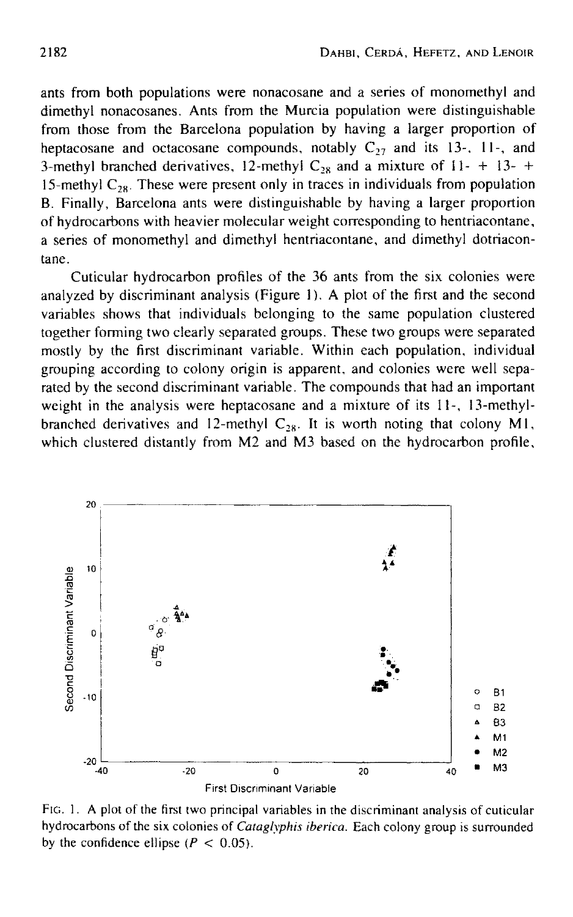ants from both populations were nonacosane and a series of monomethyl and dimethyl nonacosanes. Ants from the Murcia population were distinguishable from those from the Barcelona population by having a larger proportion of heptacosane and octacosane compounds, notably $C_{27}$ and its 13-, 11-, and 3-methyl branched derivatives, 12-methyl $C_{28}$ and a mixture of 11- + 13- + 15-methyl $C_{28}$. These were present only in traces in individuals from population B. Finally, Barcelona ants were distinguishable by having a larger proportion of hydrocarbons with heavier molecular weight corresponding to hentriacontane, a series of monomethyl and dimethyl hentriacontane, and dimethyl dotriacontane.

Cuticular hydrocarbon profiles of the 36 ants from the six colonies were analyzed by discriminant analysis (Figure 1). A plot of the first and the second variables shows that individuals belonging to the same population clustered together forming two clearly separated groups. These two groups were separated mostly by the first discriminant variable. Within each population, individual grouping according to colony origin is apparent, and colonies were well separated by the second discriminant variable. The compounds that had an important weight in the analysis were heptacosane and a mixture of its 11-, 13-methyl-branched derivatives and 12-methyl $C_{28}$. It is worth noting that colony M1, which clustered distantly from M2 and M3 based on the hydrocarbon profile,

FIG. 1. A plot of the first two principal variables in the discriminant analysis of cuticular hydrocarbons of the six colonies of *Cataglyphis iberica*. Each colony group is surrounded by the confidence ellipse ($P < 0.05$).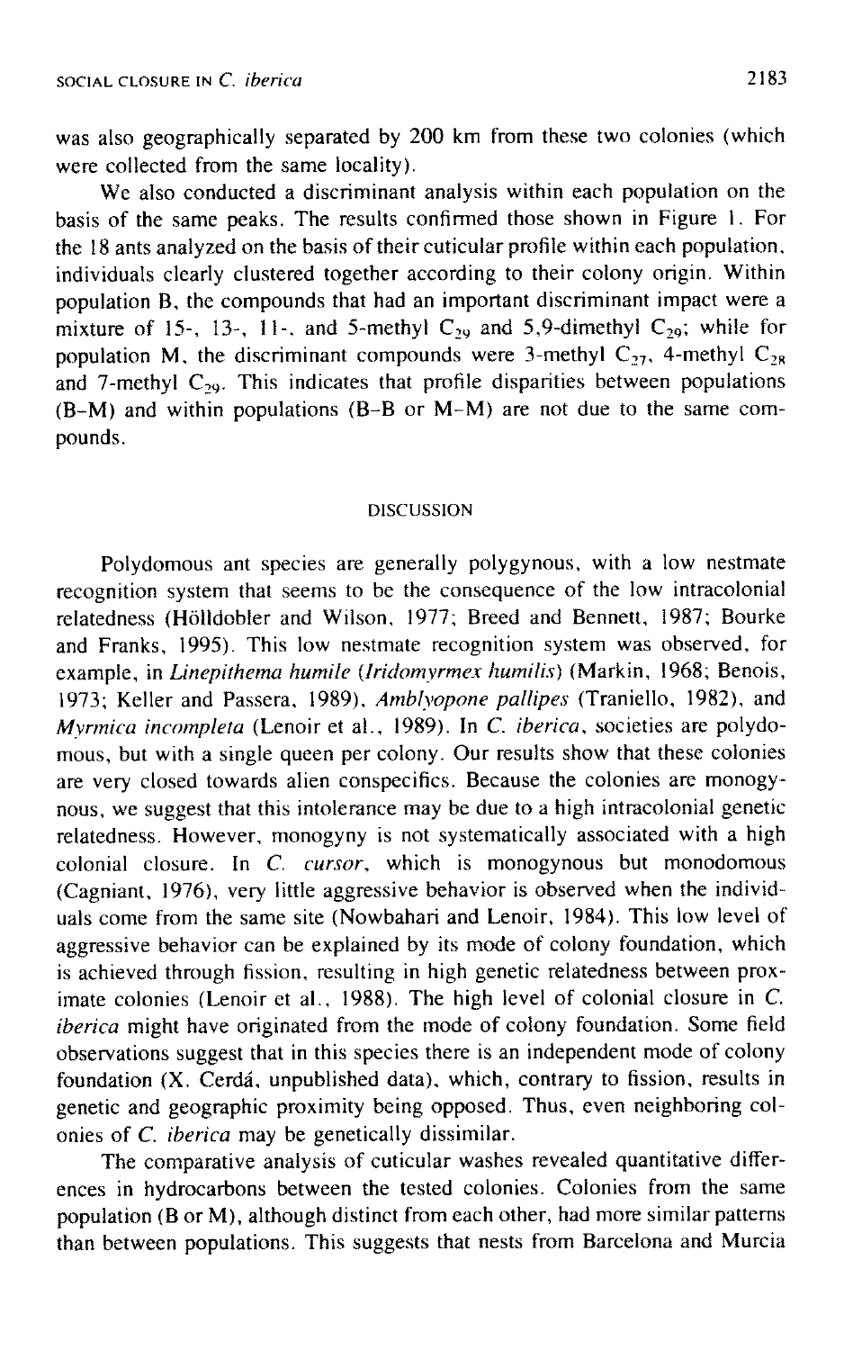was also geographically separated by 200 km from these two colonies (which were collected from the same locality).

We also conducted a discriminant analysis within each population on the basis of the same peaks. The results confirmed those shown in Figure 1. For the 18 ants analyzed on the basis of their cuticular profile within each population, individuals clearly clustered together according to their colony origin. Within population B, the compounds that had an important discriminant impact were a mixture of 15-, 13-, 11-, and 5-methyl $C_{29}$ and 5,9-dimethyl $C_{29}$; while for population M, the discriminant compounds were 3-methyl $C_{27}$, 4-methyl $C_{28}$ and 7-methyl $C_{29}$. This indicates that profile disparities between populations (B–M) and within populations (B–B or M–M) are not due to the same compounds.

## DISCUSSION

Polydomous ant species are generally polygynous, with a low nestmate recognition system that seems to be the consequence of the low intracolonial relatedness (Hölldobler and Wilson, 1977; Breed and Bennett, 1987; Bourke and Franks, 1995). This low nestmate recognition system was observed, for example, in *Linepithema humile* (*Iridomyrmex humilis*) (Markin, 1968; Benois, 1973; Keller and Passera, 1989), *Amblyopone pallipes* (Traniello, 1982), and *Myrmica incompleta* (Lenoir et al., 1989). In *C. iberica*, societies are polydomous, but with a single queen per colony. Our results show that these colonies are very closed towards alien conspecifics. Because the colonies are monogynous, we suggest that this intolerance may be due to a high intracolonial genetic relatedness. However, monogyny is not systematically associated with a high colonial closure. In *C. cursor*, which is monogynous but monodomous (Cagniant, 1976), very little aggressive behavior is observed when the individuals come from the same site (Nowbahari and Lenoir, 1984). This low level of aggressive behavior can be explained by its mode of colony foundation, which is achieved through fission, resulting in high genetic relatedness between proximate colonies (Lenoir et al., 1988). The high level of colonial closure in *C. iberica* might have originated from the mode of colony foundation. Some field observations suggest that in this species there is an independent mode of colony foundation (X. Cerdá, unpublished data), which, contrary to fission, results in genetic and geographic proximity being opposed. Thus, even neighboring colonies of *C. iberica* may be genetically dissimilar.

The comparative analysis of cuticular washes revealed quantitative differences in hydrocarbons between the tested colonies. Colonies from the same population (B or M), although distinct from each other, had more similar patterns than between populations. This suggests that nests from Barcelona and Murcia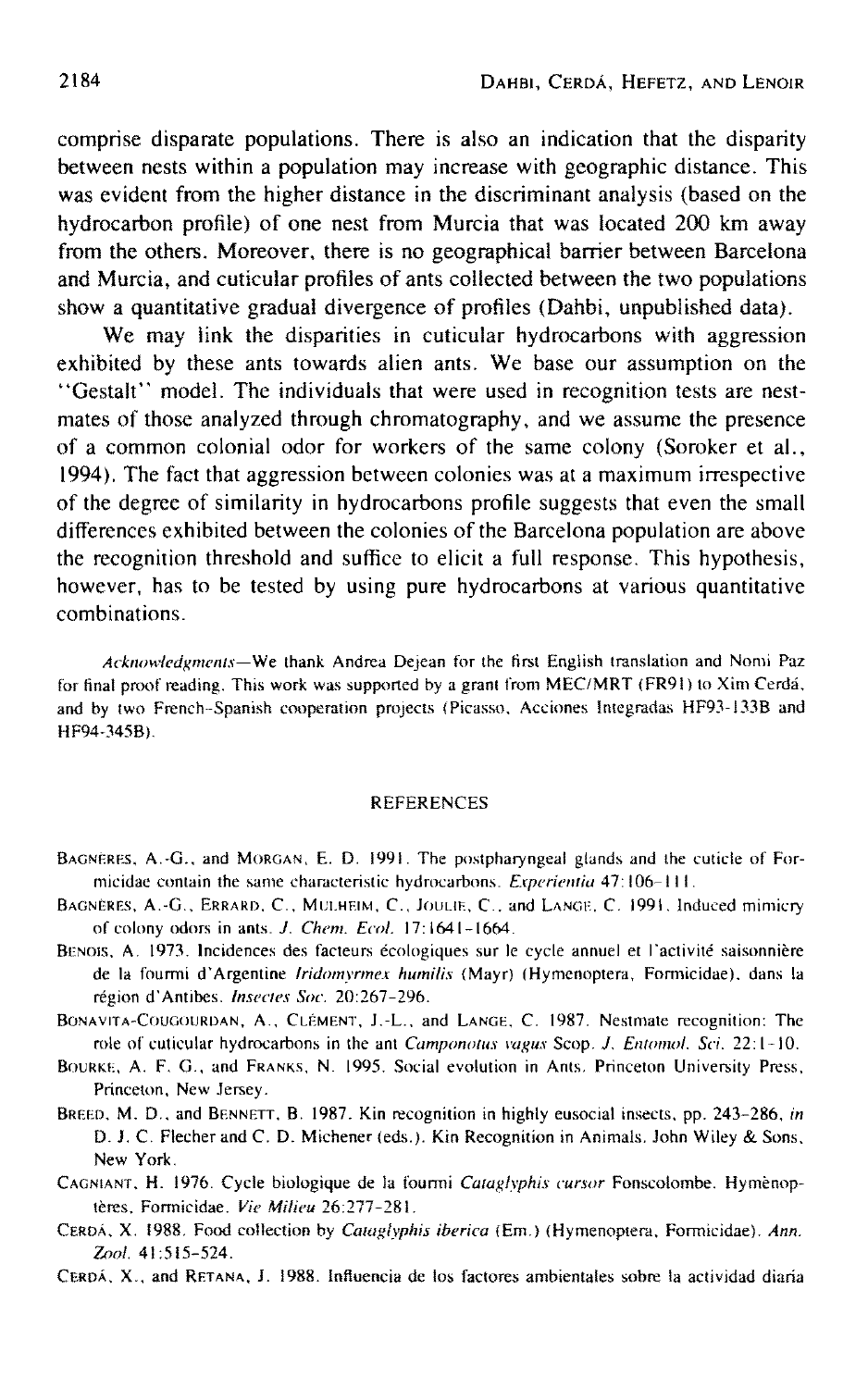comprise disparate populations. There is also an indication that the disparity between nests within a population may increase with geographic distance. This was evident from the higher distance in the discriminant analysis (based on the hydrocarbon profile) of one nest from Murcia that was located 200 km away from the others. Moreover, there is no geographical barrier between Barcelona and Murcia, and cuticular profiles of ants collected between the two populations show a quantitative gradual divergence of profiles (Dahbi, unpublished data).

We may link the disparities in cuticular hydrocarbons with aggression exhibited by these ants towards alien ants. We base our assumption on the "Gestalt" model. The individuals that were used in recognition tests are nestmates of those analyzed through chromatography, and we assume the presence of a common colonial odor for workers of the same colony (Soroker et al., 1994). The fact that aggression between colonies was at a maximum irrespective of the degree of similarity in hydrocarbons profile suggests that even the small differences exhibited between the colonies of the Barcelona population are above the recognition threshold and suffice to elicit a full response. This hypothesis, however, has to be tested by using pure hydrocarbons at various quantitative combinations.

*Acknowledgments*—We thank Andrea Dejean for the first English translation and Nomi Paz for final proof reading. This work was supported by a grant from MEC/MRT (FR91) to Xim Cerdá, and by two French-Spanish cooperation projects (Picasso, Acciones Integradas HF93-133B and HF94-345B).

## REFERENCES

BAGNÈRES, A.-G., and MORGAN, E. D. 1991. The postpharyngeal glands and the cuticle of Formicidae contain the same characteristic hydrocarbons. *Experientia* 47:106–111.

BAGNÈRES, A.-G., ERRARD, C., MULHEIM, C., JOULIE, C., and LANGE, C. 1991. Induced mimicry of colony odors in ants. *J. Chem. Ecol.* 17:1641–1664.

BENOIS, A. 1973. Incidences des facteurs écologiques sur le cycle annuel et l'activité saisonnière de la fourmi d'Argentine *Iridomyrmex humilis* (Mayr) (Hymenoptera, Formicidae), dans la région d'Antibes. *Insectes Soc.* 20:267–296.

BONAVITA-COUGOURDAN, A., CLÉMENT, J.-L., and LANGE, C. 1987. Nestmate recognition: The role of cuticular hydrocarbons in the ant *Camponotus vagus* Scop. *J. Entomol. Sci.* 22:1–10.

BOURKE, A. F. G., and FRANKS, N. 1995. Social evolution in Ants. Princeton University Press, Princeton, New Jersey.

BREED, M. D., and BENNETT, B. 1987. Kin recognition in highly eusocial insects, pp. 243–286, *in* D. J. C. Flecher and C. D. Michener (eds.). Kin Recognition in Animals. John Wiley & Sons, New York.

CAGNIANT, H. 1976. Cycle biologique de la fourmi *Cataglyphis cursor* Fonscolombe. Hyménoptères, Formicidae. *Vie Milieu* 26:277–281.

CERDÁ, X. 1988. Food collection by *Cataglyphis iberica* (Em.) (Hymenoptera, Formicidae). *Ann. Zool.* 41:515–524.

CERDÁ, X., and RETANA, J. 1988. Influencia de los factores ambientales sobre la actividad diaria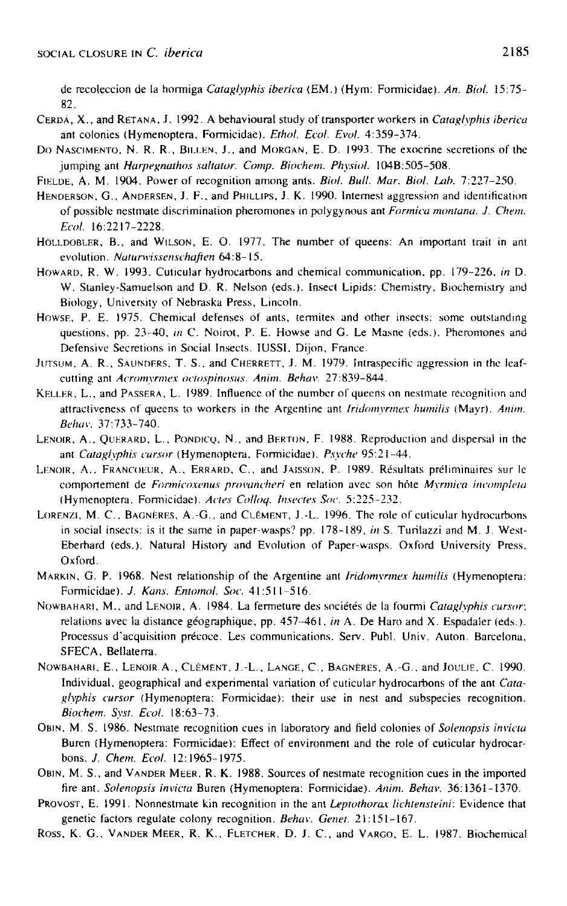de recoleccion de la hormiga *Cataglyphis iberica* (EM.) (Hym: Formicidae). *An. Biol.* 15:75–82.

Cerdá, X., and Retana, J. 1992. A behavioural study of transporter workers in *Cataglyphis iberica* ant colonies (Hymenoptera, Formicidae). *Ethol. Ecol. Evol.* 4:359–374.

Do Nascimento, N. R. R., Billen, J., and Morgan, E. D. 1993. The exocrine secretions of the jumping ant *Harpegnathos saltator*. *Comp. Biochem. Physiol.* 104B:505–508.

Fielde, A. M. 1904. Power of recognition among ants. *Biol. Bull. Mar. Biol. Lab.* 7:227–250.

Henderson, G., Andersen, J. F., and Phillips, J. K. 1990. Internest aggression and identification of possible nestmate discrimination pheromones in polygynous ant *Formica montana*. *J. Chem. Ecol.* 16:2217–2228.

Hölldobler, B., and Wilson, E. O. 1977. The number of queens: An important trait in ant evolution. *Naturwissenschaften* 64:8–15.

Howard, R. W. 1993. Cuticular hydrocarbons and chemical communication, pp. 179–226, *in* D. W. Stanley-Samuelson and D. R. Nelson (eds.). Insect Lipids: Chemistry, Biochemistry and Biology, University of Nebraska Press, Lincoln.

Howse, P. E. 1975. Chemical defenses of ants, termites and other insects: some outstanding questions, pp. 23–40, *in* C. Noirot, P. E. Howse and G. Le Masne (eds.). Pheromones and Defensive Secretions in Social Insects. IUSSI, Dijon, France.

Jutsum, A. R., Saunders, T. S., and Cherrett, J. M. 1979. Intraspecific aggression in the leaf-cutting ant *Acromyrmex octospinosus*. *Anim. Behav.* 27:839–844.

Keller, L., and Passera, L. 1989. Influence of the number of queens on nestmate recognition and attractiveness of queens to workers in the Argentine ant *Iridomyrmex humilis* (Mayr). *Anim. Behav.* 37:733–740.

Lenoir, A., Querard, L., Pondicq, N., and Berton, F. 1988. Reproduction and dispersal in the ant *Cataglyphis cursor* (Hymenoptera, Formicidae). *Psyche* 95:21–44.

Lenoir, A., Francoeur, A., Errard, C., and Jaisson, P. 1989. Résultats préliminaires sur le comportement de *Formicoxenus provancheri* en relation avec son hôte *Myrmica incompleta* (Hymenoptera, Formicidae). *Actes Colloq. Insectes Soc.* 5:225–232.

Lorenzi, M. C., Bagnères, A.-G., and Clément, J.-L. 1996. The role of cuticular hydrocarbons in social insects: is it the same in paper-wasps? pp. 178–189, *in* S. Turilazzi and M. J. West-Eberhard (eds.). Natural History and Evolution of Paper-wasps. Oxford University Press, Oxford.

Markin, G. P. 1968. Nest relationship of the Argentine ant *Iridomyrmex humilis* (Hymenoptera: Formicidae). *J. Kans. Entomol. Soc.* 41:511–516.

Nowbahari, M., and Lenoir, A. 1984. La fermeture des sociétés de la fourmi *Cataglyphis cursor*: relations avec la distance géographique, pp. 457–461, *in* A. De Haro and X. Espadaler (eds.). Processus d'acquisition précoce. Les communications. Serv. Publ. Univ. Auton. Barcelona, SFECA, Bellaterra.

Nowbahari, E., Lenoir A., Clément, J.-L., Lange, C., Bagnères, A.-G., and Joulie, C. 1990. Individual, geographical and experimental variation of cuticular hydrocarbons of the ant *Cataglyphis cursor* (Hymenoptera: Formicidae): their use in nest and subspecies recognition. *Biochem. Syst. Ecol.* 18:63–73.

Obin, M. S. 1986. Nestmate recognition cues in laboratory and field colonies of *Solenopsis invicta* Buren (Hymenoptera: Formicidae): Effect of environment and the role of cuticular hydrocarbons. *J. Chem. Ecol.* 12:1965–1975.

Obin, M. S., and Vander Meer, R. K. 1988. Sources of nestmate recognition cues in the imported fire ant, *Solenopsis invicta* Buren (Hymenoptera: Formicidae). *Anim. Behav.* 36:1361–1370.

Provost, E. 1991. Nonnestmate kin recognition in the ant *Leptothorax lichtensteini*: Evidence that genetic factors regulate colony recognition. *Behav. Genet.* 21:151–167.

Ross, K. G., Vander Meer, R. K., Fletcher, D. J. C., and Vargo, E. L. 1987. Biochemical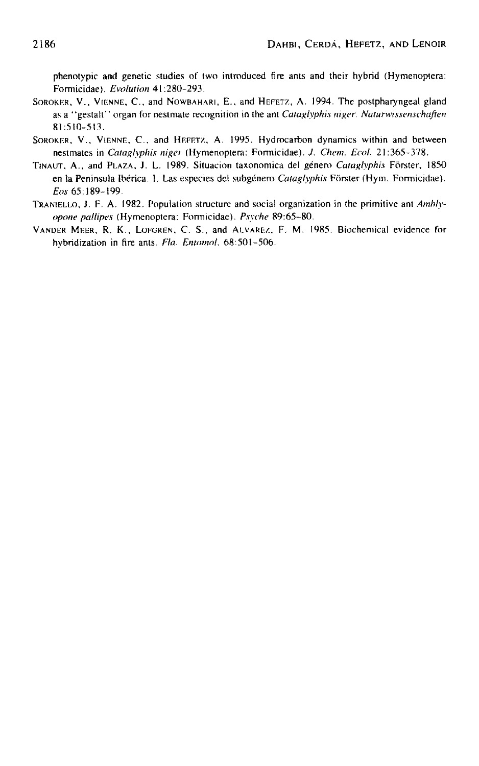phenotypic and genetic studies of two introduced fire ants and their hybrid (Hymenoptera: Formicidae). *Evolution* 41:280–293.

SOROKER, V., VIENNE, C., and NOWBAHARI, E., and HEFETZ, A. 1994. The postpharyngeal gland as a "gestalt" organ for nestmate recognition in the ant *Cataglyphis niger*. *Naturwissenschaften* 81:510–513.

SOROKER, V., VIENNE, C., and HEFETZ, A. 1995. Hydrocarbon dynamics within and between nestmates in *Cataglyphis niger* (Hymenoptera: Formicidae). *J. Chem. Ecol.* 21:365–378.

TINAUT, A., and PLAZA, J. L. 1989. Situacion taxonomica del género *Cataglyphis* Förster, 1850 en la Peninsula Ibérica. I. Las especies del subgénero *Cataglyphis* Förster (Hym. Formicidae). *Eos* 65:189–199.

TRANIELLO, J. F. A. 1982. Population structure and social organization in the primitive ant *Amblyopone pallipes* (Hymenoptera: Formicidae). *Psyche* 89:65–80.

VANDER MEER, R. K., LOFGREN, C. S., and ALVAREZ, F. M. 1985. Biochemical evidence for hybridization in fire ants. *Fla. Entomol.* 68:501–506.